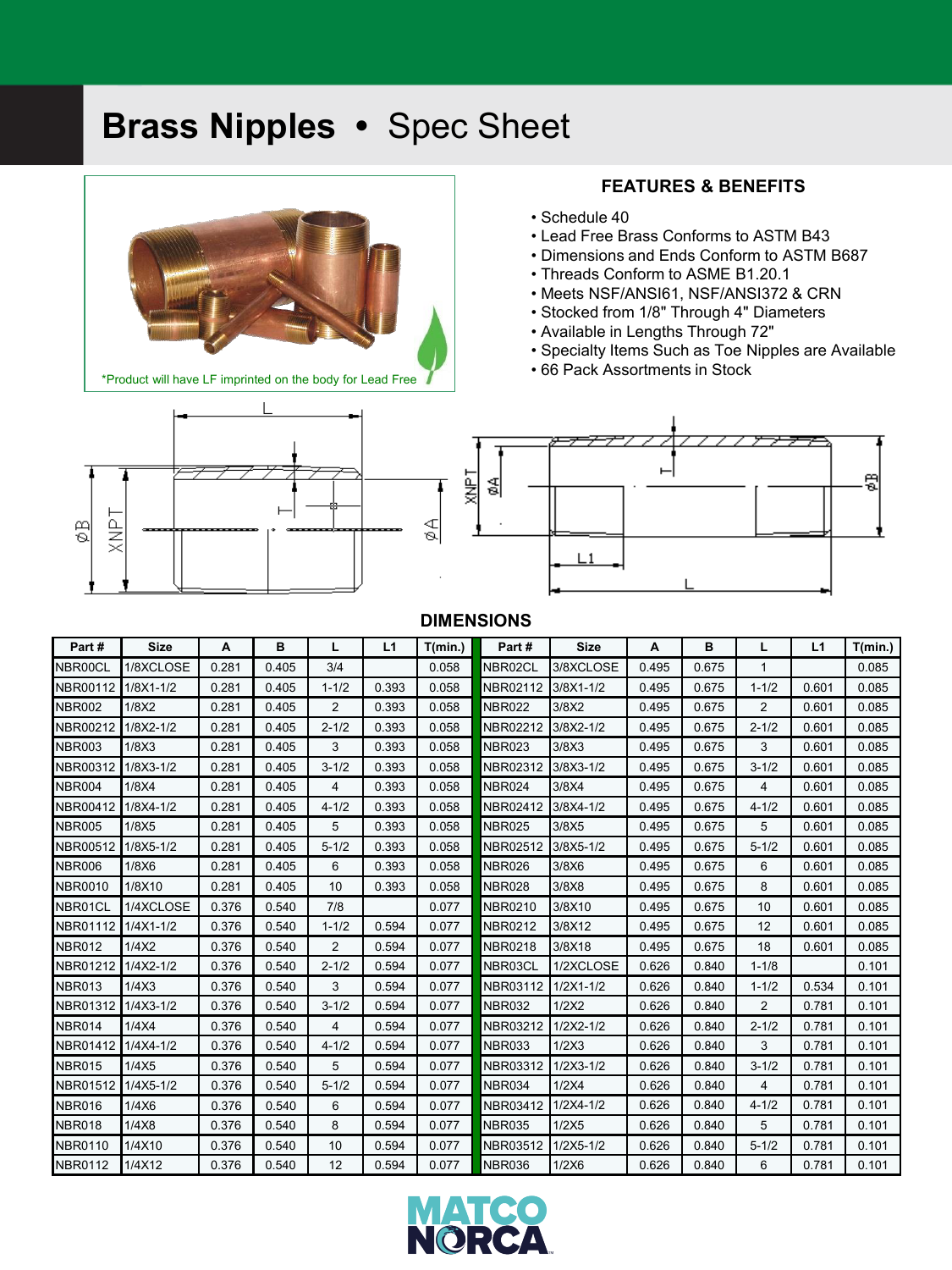# Brass Nipples • Spec Sheet

*Product will have LF imprinted on the body for Lead Free

## FEATURES & BENEFITS

- Schedule 40
- Lead Free Brass Conforms to ASTM B43
- Dimensions and Ends Conform to ASTM B687
- Threads Conform to ASME B1.20.1
- Meets NSF/ANSI61, NSF/ANSI372 & CRN
- Stocked from 1/8" Through 4" Diameters
- Available in Lengths Through 72"
- Specialty Items Such as Toe Nipples are Available
- 66 Pack Assortments in Stock

## DIMENSIONS

| Part # | Size | A | B | L | L1 | T(min.) |
|---|---|---|---|---|---|---|
| NBR00CL | 1/8XCLOSE | 0.281 | 0.405 | 3/4 | | 0.058 |
| NBR00112 | 1/8X1-1/2 | 0.281 | 0.405 | 1-1/2 | 0.393 | 0.058 |
| NBR002 | 1/8X2 | 0.281 | 0.405 | 2 | 0.393 | 0.058 |
| NBR00212 | 1/8X2-1/2 | 0.281 | 0.405 | 2-1/2 | 0.393 | 0.058 |
| NBR003 | 1/8X3 | 0.281 | 0.405 | 3 | 0.393 | 0.058 |
| NBR00312 | 1/8X3-1/2 | 0.281 | 0.405 | 3-1/2 | 0.393 | 0.058 |
| NBR004 | 1/8X4 | 0.281 | 0.405 | 4 | 0.393 | 0.058 |
| NBR00412 | 1/8X4-1/2 | 0.281 | 0.405 | 4-1/2 | 0.393 | 0.058 |
| NBR005 | 1/8X5 | 0.281 | 0.405 | 5 | 0.393 | 0.058 |
| NBR00512 | 1/8X5-1/2 | 0.281 | 0.405 | 5-1/2 | 0.393 | 0.058 |
| NBR006 | 1/8X6 | 0.281 | 0.405 | 6 | 0.393 | 0.058 |
| NBR0010 | 1/8X10 | 0.281 | 0.405 | 10 | 0.393 | 0.058 |
| NBR01CL | 1/4XCLOSE | 0.376 | 0.540 | 7/8 | | 0.077 |
| NBR01112 | 1/4X1-1/2 | 0.376 | 0.540 | 1-1/2 | 0.594 | 0.077 |
| NBR012 | 1/4X2 | 0.376 | 0.540 | 2 | 0.594 | 0.077 |
| NBR01212 | 1/4X2-1/2 | 0.376 | 0.540 | 2-1/2 | 0.594 | 0.077 |
| NBR013 | 1/4X3 | 0.376 | 0.540 | 3 | 0.594 | 0.077 |
| NBR01312 | 1/4X3-1/2 | 0.376 | 0.540 | 3-1/2 | 0.594 | 0.077 |
| NBR014 | 1/4X4 | 0.376 | 0.540 | 4 | 0.594 | 0.077 |
| NBR01412 | 1/4X4-1/2 | 0.376 | 0.540 | 4-1/2 | 0.594 | 0.077 |
| NBR015 | 1/4X5 | 0.376 | 0.540 | 5 | 0.594 | 0.077 |
| NBR01512 | 1/4X5-1/2 | 0.376 | 0.540 | 5-1/2 | 0.594 | 0.077 |
| NBR016 | 1/4X6 | 0.376 | 0.540 | 6 | 0.594 | 0.077 |
| NBR018 | 1/4X8 | 0.376 | 0.540 | 8 | 0.594 | 0.077 |
| NBR0110 | 1/4X10 | 0.376 | 0.540 | 10 | 0.594 | 0.077 |
| NBR0112 | 1/4X12 | 0.376 | 0.540 | 12 | 0.594 | 0.077 |
| NBR02CL | 3/8XCLOSE | 0.495 | 0.675 | 1 | | 0.085 |
| NBR02112 | 3/8X1-1/2 | 0.495 | 0.675 | 1-1/2 | 0.601 | 0.085 |
| NBR022 | 3/8X2 | 0.495 | 0.675 | 2 | 0.601 | 0.085 |
| NBR02212 | 3/8X2-1/2 | 0.495 | 0.675 | 2-1/2 | 0.601 | 0.085 |
| NBR023 | 3/8X3 | 0.495 | 0.675 | 3 | 0.601 | 0.085 |
| NBR02312 | 3/8X3-1/2 | 0.495 | 0.675 | 3-1/2 | 0.601 | 0.085 |
| NBR024 | 3/8X4 | 0.495 | 0.675 | 4 | 0.601 | 0.085 |
| NBR02412 | 3/8X4-1/2 | 0.495 | 0.675 | 4-1/2 | 0.601 | 0.085 |
| NBR025 | 3/8X5 | 0.495 | 0.675 | 5 | 0.601 | 0.085 |
| NBR02512 | 3/8X5-1/2 | 0.495 | 0.675 | 5-1/2 | 0.601 | 0.085 |
| NBR026 | 3/8X6 | 0.495 | 0.675 | 6 | 0.601 | 0.085 |
| NBR028 | 3/8X8 | 0.495 | 0.675 | 8 | 0.601 | 0.085 |
| NBR0210 | 3/8X10 | 0.495 | 0.675 | 10 | 0.601 | 0.085 |
| NBR0212 | 3/8X12 | 0.495 | 0.675 | 12 | 0.601 | 0.085 |
| NBR0218 | 3/8X18 | 0.495 | 0.675 | 18 | 0.601 | 0.085 |
| NBR03CL | 1/2XCLOSE | 0.626 | 0.840 | 1-1/8 | | 0.101 |
| NBR03112 | 1/2X1-1/2 | 0.626 | 0.840 | 1-1/2 | 0.534 | 0.101 |
| NBR032 | 1/2X2 | 0.626 | 0.840 | 2 | 0.781 | 0.101 |
| NBR03212 | 1/2X2-1/2 | 0.626 | 0.840 | 2-1/2 | 0.781 | 0.101 |
| NBR033 | 1/2X3 | 0.626 | 0.840 | 3 | 0.781 | 0.101 |
| NBR03312 | 1/2X3-1/2 | 0.626 | 0.840 | 3-1/2 | 0.781 | 0.101 |
| NBR034 | 1/2X4 | 0.626 | 0.840 | 4 | 0.781 | 0.101 |
| NBR03412 | 1/2X4-1/2 | 0.626 | 0.840 | 4-1/2 | 0.781 | 0.101 |
| NBR035 | 1/2X5 | 0.626 | 0.840 | 5 | 0.781 | 0.101 |
| NBR03512 | 1/2X5-1/2 | 0.626 | 0.840 | 5-1/2 | 0.781 | 0.101 |
| NBR036 | 1/2X6 | 0.626 | 0.840 | 6 | 0.781 | 0.101 |

MATCO NORCA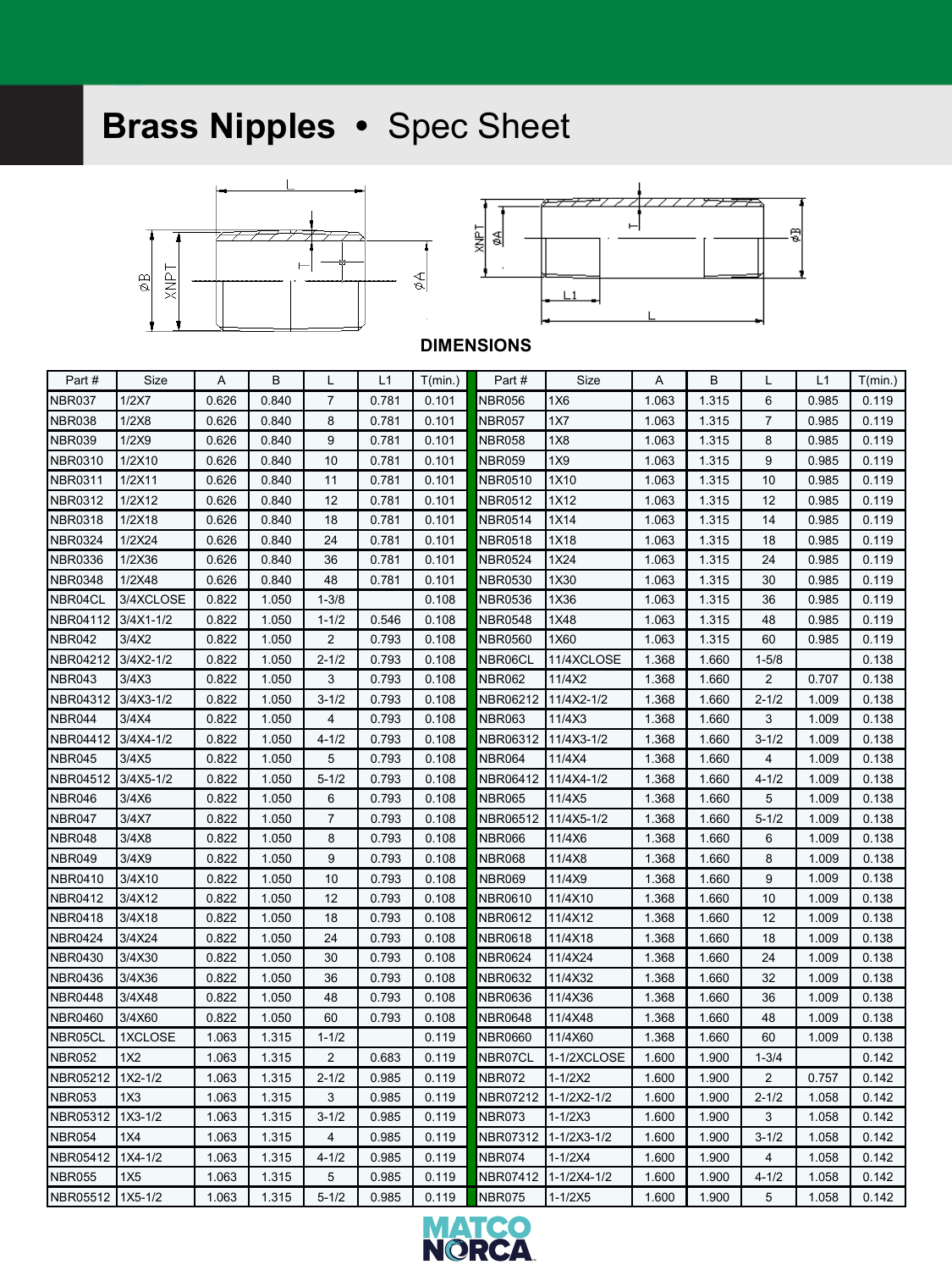# Brass Nipples • Spec Sheet

**DIMENSIONS**

| Part # | Size | A | B | L | L1 | T(min.) | Part # | Size | A | B | L | L1 | T(min.) |
|---|---|---|---|---|---|---|---|---|---|---|---|---|---|
| NBR037 | 1/2X7 | 0.626 | 0.840 | 7 | 0.781 | 0.101 | NBR056 | 1X6 | 1.063 | 1.315 | 6 | 0.985 | 0.119 |
| NBR038 | 1/2X8 | 0.626 | 0.840 | 8 | 0.781 | 0.101 | NBR057 | 1X7 | 1.063 | 1.315 | 7 | 0.985 | 0.119 |
| NBR039 | 1/2X9 | 0.626 | 0.840 | 9 | 0.781 | 0.101 | NBR058 | 1X8 | 1.063 | 1.315 | 8 | 0.985 | 0.119 |
| NBR0310 | 1/2X10 | 0.626 | 0.840 | 10 | 0.781 | 0.101 | NBR059 | 1X9 | 1.063 | 1.315 | 9 | 0.985 | 0.119 |
| NBR0311 | 1/2X11 | 0.626 | 0.840 | 11 | 0.781 | 0.101 | NBR0510 | 1X10 | 1.063 | 1.315 | 10 | 0.985 | 0.119 |
| NBR0312 | 1/2X12 | 0.626 | 0.840 | 12 | 0.781 | 0.101 | NBR0512 | 1X12 | 1.063 | 1.315 | 12 | 0.985 | 0.119 |
| NBR0318 | 1/2X18 | 0.626 | 0.840 | 18 | 0.781 | 0.101 | NBR0514 | 1X14 | 1.063 | 1.315 | 14 | 0.985 | 0.119 |
| NBR0324 | 1/2X24 | 0.626 | 0.840 | 24 | 0.781 | 0.101 | NBR0518 | 1X18 | 1.063 | 1.315 | 18 | 0.985 | 0.119 |
| NBR0336 | 1/2X36 | 0.626 | 0.840 | 36 | 0.781 | 0.101 | NBR0524 | 1X24 | 1.063 | 1.315 | 24 | 0.985 | 0.119 |
| NBR0348 | 1/2X48 | 0.626 | 0.840 | 48 | 0.781 | 0.101 | NBR0530 | 1X30 | 1.063 | 1.315 | 30 | 0.985 | 0.119 |
| NBR04CL | 3/4XCLOSE | 0.822 | 1.050 | 1-3/8 | | 0.108 | NBR0536 | 1X36 | 1.063 | 1.315 | 36 | 0.985 | 0.119 |
| NBR04112 | 3/4X1-1/2 | 0.822 | 1.050 | 1-1/2 | 0.546 | 0.108 | NBR0548 | 1X48 | 1.063 | 1.315 | 48 | 0.985 | 0.119 |
| NBR042 | 3/4X2 | 0.822 | 1.050 | 2 | 0.793 | 0.108 | NBR0560 | 1X60 | 1.063 | 1.315 | 60 | 0.985 | 0.119 |
| NBR04212 | 3/4X2-1/2 | 0.822 | 1.050 | 2-1/2 | 0.793 | 0.108 | NBR06CL | 11/4XCLOSE | 1.368 | 1.660 | 1-5/8 | | 0.138 |
| NBR043 | 3/4X3 | 0.822 | 1.050 | 3 | 0.793 | 0.108 | NBR062 | 11/4X2 | 1.368 | 1.660 | 2 | 0.707 | 0.138 |
| NBR04312 | 3/4X3-1/2 | 0.822 | 1.050 | 3-1/2 | 0.793 | 0.108 | NBR06212 | 11/4X2-1/2 | 1.368 | 1.660 | 2-1/2 | 1.009 | 0.138 |
| NBR044 | 3/4X4 | 0.822 | 1.050 | 4 | 0.793 | 0.108 | NBR063 | 11/4X3 | 1.368 | 1.660 | 3 | 1.009 | 0.138 |
| NBR04412 | 3/4X4-1/2 | 0.822 | 1.050 | 4-1/2 | 0.793 | 0.108 | NBR06312 | 11/4X3-1/2 | 1.368 | 1.660 | 3-1/2 | 1.009 | 0.138 |
| NBR045 | 3/4X5 | 0.822 | 1.050 | 5 | 0.793 | 0.108 | NBR064 | 11/4X4 | 1.368 | 1.660 | 4 | 1.009 | 0.138 |
| NBR04512 | 3/4X5-1/2 | 0.822 | 1.050 | 5-1/2 | 0.793 | 0.108 | NBR06412 | 11/4X4-1/2 | 1.368 | 1.660 | 4-1/2 | 1.009 | 0.138 |
| NBR046 | 3/4X6 | 0.822 | 1.050 | 6 | 0.793 | 0.108 | NBR065 | 11/4X5 | 1.368 | 1.660 | 5 | 1.009 | 0.138 |
| NBR047 | 3/4X7 | 0.822 | 1.050 | 7 | 0.793 | 0.108 | NBR06512 | 11/4X5-1/2 | 1.368 | 1.660 | 5-1/2 | 1.009 | 0.138 |
| NBR048 | 3/4X8 | 0.822 | 1.050 | 8 | 0.793 | 0.108 | NBR066 | 11/4X6 | 1.368 | 1.660 | 6 | 1.009 | 0.138 |
| NBR049 | 3/4X9 | 0.822 | 1.050 | 9 | 0.793 | 0.108 | NBR068 | 11/4X8 | 1.368 | 1.660 | 8 | 1.009 | 0.138 |
| NBR0410 | 3/4X10 | 0.822 | 1.050 | 10 | 0.793 | 0.108 | NBR069 | 11/4X9 | 1.368 | 1.660 | 9 | 1.009 | 0.138 |
| NBR0412 | 3/4X12 | 0.822 | 1.050 | 12 | 0.793 | 0.108 | NBR0610 | 11/4X10 | 1.368 | 1.660 | 10 | 1.009 | 0.138 |
| NBR0418 | 3/4X18 | 0.822 | 1.050 | 18 | 0.793 | 0.108 | NBR0612 | 11/4X12 | 1.368 | 1.660 | 12 | 1.009 | 0.138 |
| NBR0424 | 3/4X24 | 0.822 | 1.050 | 24 | 0.793 | 0.108 | NBR0618 | 11/4X18 | 1.368 | 1.660 | 18 | 1.009 | 0.138 |
| NBR0430 | 3/4X30 | 0.822 | 1.050 | 30 | 0.793 | 0.108 | NBR0624 | 11/4X24 | 1.368 | 1.660 | 24 | 1.009 | 0.138 |
| NBR0436 | 3/4X36 | 0.822 | 1.050 | 36 | 0.793 | 0.108 | NBR0632 | 11/4X32 | 1.368 | 1.660 | 32 | 1.009 | 0.138 |
| NBR0448 | 3/4X48 | 0.822 | 1.050 | 48 | 0.793 | 0.108 | NBR0636 | 11/4X36 | 1.368 | 1.660 | 36 | 1.009 | 0.138 |
| NBR0460 | 3/4X60 | 0.822 | 1.050 | 60 | 0.793 | 0.108 | NBR0648 | 11/4X48 | 1.368 | 1.660 | 48 | 1.009 | 0.138 |
| NBR05CL | 1XCLOSE | 1.063 | 1.315 | 1-1/2 | | 0.119 | NBR0660 | 11/4X60 | 1.368 | 1.660 | 60 | 1.009 | 0.138 |
| NBR052 | 1X2 | 1.063 | 1.315 | 2 | 0.683 | 0.119 | NBR07CL | 1-1/2XCLOSE | 1.600 | 1.900 | 1-3/4 | | 0.142 |
| NBR05212 | 1X2-1/2 | 1.063 | 1.315 | 2-1/2 | 0.985 | 0.119 | NBR072 | 1-1/2X2 | 1.600 | 1.900 | 2 | 0.757 | 0.142 |
| NBR053 | 1X3 | 1.063 | 1.315 | 3 | 0.985 | 0.119 | NBR07212 | 1-1/2X2-1/2 | 1.600 | 1.900 | 2-1/2 | 1.058 | 0.142 |
| NBR05312 | 1X3-1/2 | 1.063 | 1.315 | 3-1/2 | 0.985 | 0.119 | NBR073 | 1-1/2X3 | 1.600 | 1.900 | 3 | 1.058 | 0.142 |
| NBR054 | 1X4 | 1.063 | 1.315 | 4 | 0.985 | 0.119 | NBR07312 | 1-1/2X3-1/2 | 1.600 | 1.900 | 3-1/2 | 1.058 | 0.142 |
| NBR05412 | 1X4-1/2 | 1.063 | 1.315 | 4-1/2 | 0.985 | 0.119 | NBR074 | 1-1/2X4 | 1.600 | 1.900 | 4 | 1.058 | 0.142 |
| NBR055 | 1X5 | 1.063 | 1.315 | 5 | 0.985 | 0.119 | NBR07412 | 1-1/2X4-1/2 | 1.600 | 1.900 | 4-1/2 | 1.058 | 0.142 |
| NBR05512 | 1X5-1/2 | 1.063 | 1.315 | 5-1/2 | 0.985 | 0.119 | NBR075 | 1-1/2X5 | 1.600 | 1.900 | 5 | 1.058 | 0.142 |

MATCO NORCA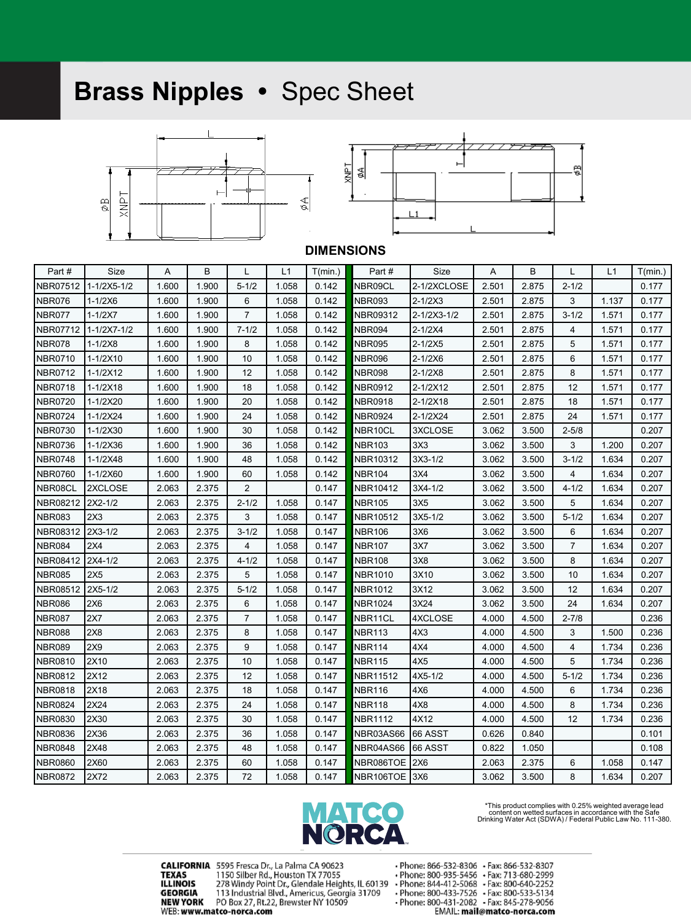# Brass Nipples • Spec Sheet

L
ØB XNPT T ØA

XNPT ØA T ØB
L1
L

## DIMENSIONS

| Part # | Size | A | B | L | L1 | T(min.) | Part # | Size | A | B | L | L1 | T(min.) |
|---|---|---|---|---|---|---|---|---|---|---|---|---|---|
| NBR07512 | 1-1/2X5-1/2 | 1.600 | 1.900 | 5-1/2 | 1.058 | 0.142 | NBR09CL | 2-1/2XCLOSE | 2.501 | 2.875 | 2-1/2 | | 0.177 |
| NBR076 | 1-1/2X6 | 1.600 | 1.900 | 6 | 1.058 | 0.142 | NBR093 | 2-1/2X3 | 2.501 | 2.875 | 3 | 1.137 | 0.177 |
| NBR077 | 1-1/2X7 | 1.600 | 1.900 | 7 | 1.058 | 0.142 | NBR09312 | 2-1/2X3-1/2 | 2.501 | 2.875 | 3-1/2 | 1.571 | 0.177 |
| NBR07712 | 1-1/2X7-1/2 | 1.600 | 1.900 | 7-1/2 | 1.058 | 0.142 | NBR094 | 2-1/2X4 | 2.501 | 2.875 | 4 | 1.571 | 0.177 |
| NBR078 | 1-1/2X8 | 1.600 | 1.900 | 8 | 1.058 | 0.142 | NBR095 | 2-1/2X5 | 2.501 | 2.875 | 5 | 1.571 | 0.177 |
| NBR0710 | 1-1/2X10 | 1.600 | 1.900 | 10 | 1.058 | 0.142 | NBR096 | 2-1/2X6 | 2.501 | 2.875 | 6 | 1.571 | 0.177 |
| NBR0712 | 1-1/2X12 | 1.600 | 1.900 | 12 | 1.058 | 0.142 | NBR098 | 2-1/2X8 | 2.501 | 2.875 | 8 | 1.571 | 0.177 |
| NBR0718 | 1-1/2X18 | 1.600 | 1.900 | 18 | 1.058 | 0.142 | NBR0912 | 2-1/2X12 | 2.501 | 2.875 | 12 | 1.571 | 0.177 |
| NBR0720 | 1-1/2X20 | 1.600 | 1.900 | 20 | 1.058 | 0.142 | NBR0918 | 2-1/2X18 | 2.501 | 2.875 | 18 | 1.571 | 0.177 |
| NBR0724 | 1-1/2X24 | 1.600 | 1.900 | 24 | 1.058 | 0.142 | NBR0924 | 2-1/2X24 | 2.501 | 2.875 | 24 | 1.571 | 0.177 |
| NBR0730 | 1-1/2X30 | 1.600 | 1.900 | 30 | 1.058 | 0.142 | NBR10CL | 3XCLOSE | 3.062 | 3.500 | 2-5/8 | | 0.207 |
| NBR0736 | 1-1/2X36 | 1.600 | 1.900 | 36 | 1.058 | 0.142 | NBR103 | 3X3 | 3.062 | 3.500 | 3 | 1.200 | 0.207 |
| NBR0748 | 1-1/2X48 | 1.600 | 1.900 | 48 | 1.058 | 0.142 | NBR10312 | 3X3-1/2 | 3.062 | 3.500 | 3-1/2 | 1.634 | 0.207 |
| NBR0760 | 1-1/2X60 | 1.600 | 1.900 | 60 | 1.058 | 0.142 | NBR104 | 3X4 | 3.062 | 3.500 | 4 | 1.634 | 0.207 |
| NBR08CL | 2XCLOSE | 2.063 | 2.375 | 2 | | 0.147 | NBR10412 | 3X4-1/2 | 3.062 | 3.500 | 4-1/2 | 1.634 | 0.207 |
| NBR08212 | 2X2-1/2 | 2.063 | 2.375 | 2-1/2 | 1.058 | 0.147 | NBR105 | 3X5 | 3.062 | 3.500 | 5 | 1.634 | 0.207 |
| NBR083 | 2X3 | 2.063 | 2.375 | 3 | 1.058 | 0.147 | NBR10512 | 3X5-1/2 | 3.062 | 3.500 | 5-1/2 | 1.634 | 0.207 |
| NBR08312 | 2X3-1/2 | 2.063 | 2.375 | 3-1/2 | 1.058 | 0.147 | NBR106 | 3X6 | 3.062 | 3.500 | 6 | 1.634 | 0.207 |
| NBR084 | 2X4 | 2.063 | 2.375 | 4 | 1.058 | 0.147 | NBR107 | 3X7 | 3.062 | 3.500 | 7 | 1.634 | 0.207 |
| NBR08412 | 2X4-1/2 | 2.063 | 2.375 | 4-1/2 | 1.058 | 0.147 | NBR108 | 3X8 | 3.062 | 3.500 | 8 | 1.634 | 0.207 |
| NBR085 | 2X5 | 2.063 | 2.375 | 5 | 1.058 | 0.147 | NBR1010 | 3X10 | 3.062 | 3.500 | 10 | 1.634 | 0.207 |
| NBR08512 | 2X5-1/2 | 2.063 | 2.375 | 5-1/2 | 1.058 | 0.147 | NBR1012 | 3X12 | 3.062 | 3.500 | 12 | 1.634 | 0.207 |
| NBR086 | 2X6 | 2.063 | 2.375 | 6 | 1.058 | 0.147 | NBR1024 | 3X24 | 3.062 | 3.500 | 24 | 1.634 | 0.207 |
| NBR087 | 2X7 | 2.063 | 2.375 | 7 | 1.058 | 0.147 | NBR11CL | 4XCLOSE | 4.000 | 4.500 | 2-7/8 | | 0.236 |
| NBR088 | 2X8 | 2.063 | 2.375 | 8 | 1.058 | 0.147 | NBR113 | 4X3 | 4.000 | 4.500 | 3 | 1.500 | 0.236 |
| NBR089 | 2X9 | 2.063 | 2.375 | 9 | 1.058 | 0.147 | NBR114 | 4X4 | 4.000 | 4.500 | 4 | 1.734 | 0.236 |
| NBR0810 | 2X10 | 2.063 | 2.375 | 10 | 1.058 | 0.147 | NBR115 | 4X5 | 4.000 | 4.500 | 5 | 1.734 | 0.236 |
| NBR0812 | 2X12 | 2.063 | 2.375 | 12 | 1.058 | 0.147 | NBR11512 | 4X5-1/2 | 4.000 | 4.500 | 5-1/2 | 1.734 | 0.236 |
| NBR0818 | 2X18 | 2.063 | 2.375 | 18 | 1.058 | 0.147 | NBR116 | 4X6 | 4.000 | 4.500 | 6 | 1.734 | 0.236 |
| NBR0824 | 2X24 | 2.063 | 2.375 | 24 | 1.058 | 0.147 | NBR118 | 4X8 | 4.000 | 4.500 | 8 | 1.734 | 0.236 |
| NBR0830 | 2X30 | 2.063 | 2.375 | 30 | 1.058 | 0.147 | NBR1112 | 4X12 | 4.000 | 4.500 | 12 | 1.734 | 0.236 |
| NBR0836 | 2X36 | 2.063 | 2.375 | 36 | 1.058 | 0.147 | NBR03AS66 | 66 ASST | 0.626 | 0.840 | | | 0.101 |
| NBR0848 | 2X48 | 2.063 | 2.375 | 48 | 1.058 | 0.147 | NBR04AS66 | 66 ASST | 0.822 | 1.050 | | | 0.108 |
| NBR0860 | 2X60 | 2.063 | 2.375 | 60 | 1.058 | 0.147 | NBR086TOE | 2X6 | 2.063 | 2.375 | 6 | 1.058 | 0.147 |
| NBR0872 | 2X72 | 2.063 | 2.375 | 72 | 1.058 | 0.147 | NBR106TOE | 3X6 | 3.062 | 3.500 | 8 | 1.634 | 0.207 |

MATCO NORCA

*This product complies with 0.25% weighted average lead content on wetted surfaces in accordance with the Safe Drinking Water Act (SDWA) / Federal Public Law No. 111-380.

**CALIFORNIA** 5595 Fresca Dr., La Palma CA 90623 • Phone: 866-532-8306 • Fax: 866-532-8307
**TEXAS** 1150 Silber Rd., Houston TX 77055 • Phone: 800-935-5456 • Fax: 713-680-2999
**ILLINOIS** 278 Windy Point Dr., Glendale Heights, IL 60139 • Phone: 844-412-5068 • Fax: 800-640-2252
**GEORGIA** 113 Industrial Blvd., Americus, Georgia 31709 • Phone: 800-433-7526 • Fax: 800-533-5134
**NEW YORK** PO Box 27, Rt.22, Brewster NY 10509 • Phone: 800-431-2082 • Fax: 845-278-9056
WEB: **www.matco-norca.com** EMAIL: **mail@matco-norca.com**